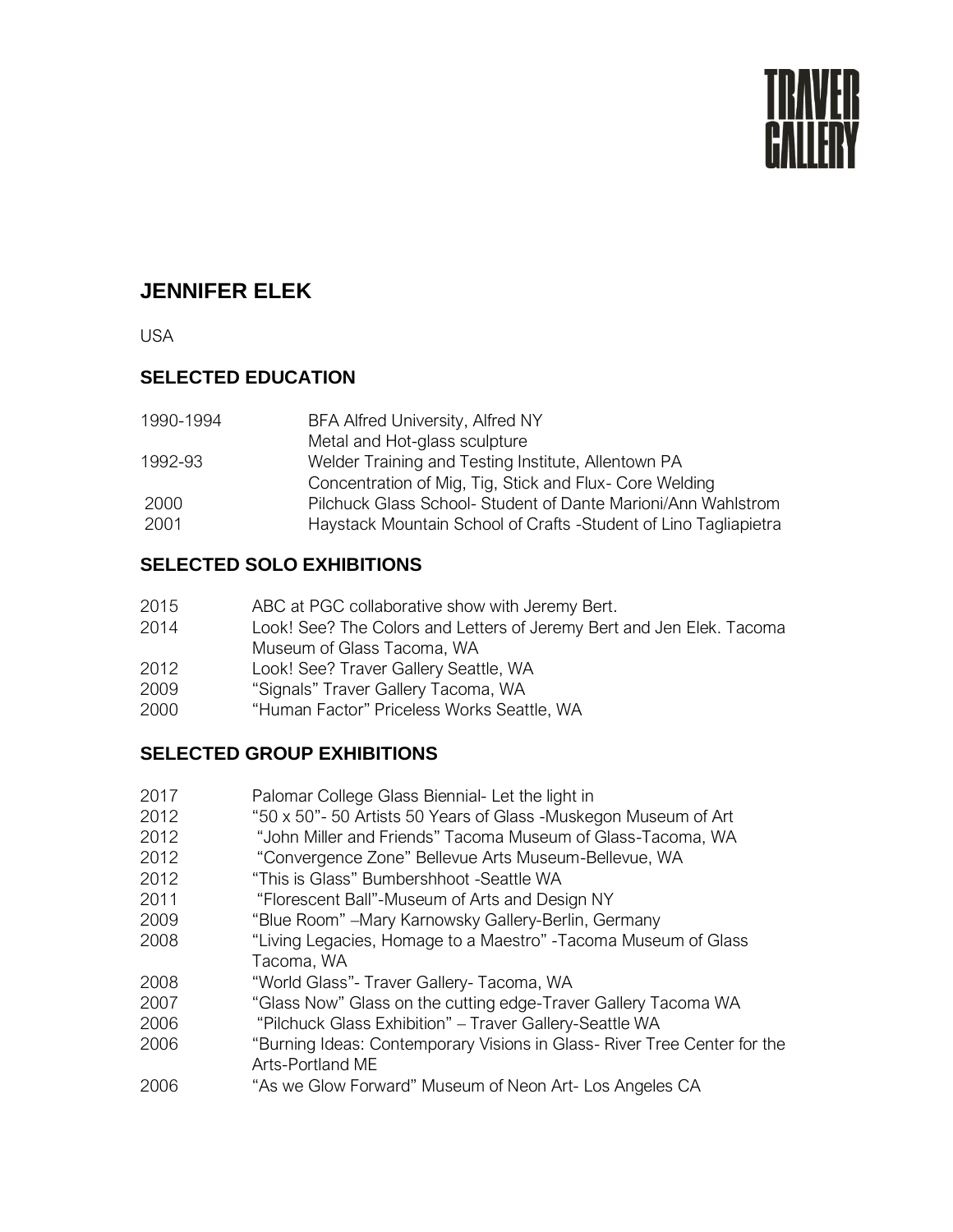TRAVER GALLERY

# JENNIFER ELEK

USA

## SELECTED EDUCATION

| | |
|---|---|
| 1990-1994 | BFA Alfred University, Alfred NY<br>Metal and Hot-glass sculpture |
| 1992-93 | Welder Training and Testing Institute, Allentown PA<br>Concentration of Mig, Tig, Stick and Flux- Core Welding |
| 2000 | Pilchuck Glass School- Student of Dante Marioni/Ann Wahlstrom |
| 2001 | Haystack Mountain School of Crafts -Student of Lino Tagliapietra |

## SELECTED SOLO EXHIBITIONS

| | |
|---|---|
| 2015 | ABC at PGC collaborative show with Jeremy Bert. |
| 2014 | Look! See? The Colors and Letters of Jeremy Bert and Jen Elek. Tacoma Museum of Glass Tacoma, WA |
| 2012 | Look! See? Traver Gallery Seattle, WA |
| 2009 | "Signals" Traver Gallery Tacoma, WA |
| 2000 | "Human Factor" Priceless Works Seattle, WA |

## SELECTED GROUP EXHIBITIONS

| | |
|---|---|
| 2017 | Palomar College Glass Biennial- Let the light in |
| 2012 | "50 x 50"- 50 Artists 50 Years of Glass -Muskegon Museum of Art |
| 2012 | "John Miller and Friends" Tacoma Museum of Glass-Tacoma, WA |
| 2012 | "Convergence Zone" Bellevue Arts Museum-Bellevue, WA |
| 2012 | "This is Glass" Bumbershhoot -Seattle WA |
| 2011 | "Florescent Ball"-Museum of Arts and Design NY |
| 2009 | "Blue Room" –Mary Karnowsky Gallery-Berlin, Germany |
| 2008 | "Living Legacies, Homage to a Maestro" -Tacoma Museum of Glass Tacoma, WA |
| 2008 | "World Glass"- Traver Gallery- Tacoma, WA |
| 2007 | "Glass Now" Glass on the cutting edge-Traver Gallery Tacoma WA |
| 2006 | "Pilchuck Glass Exhibition" – Traver Gallery-Seattle WA |
| 2006 | "Burning Ideas: Contemporary Visions in Glass- River Tree Center for the Arts-Portland ME |
| 2006 | "As we Glow Forward" Museum of Neon Art- Los Angeles CA |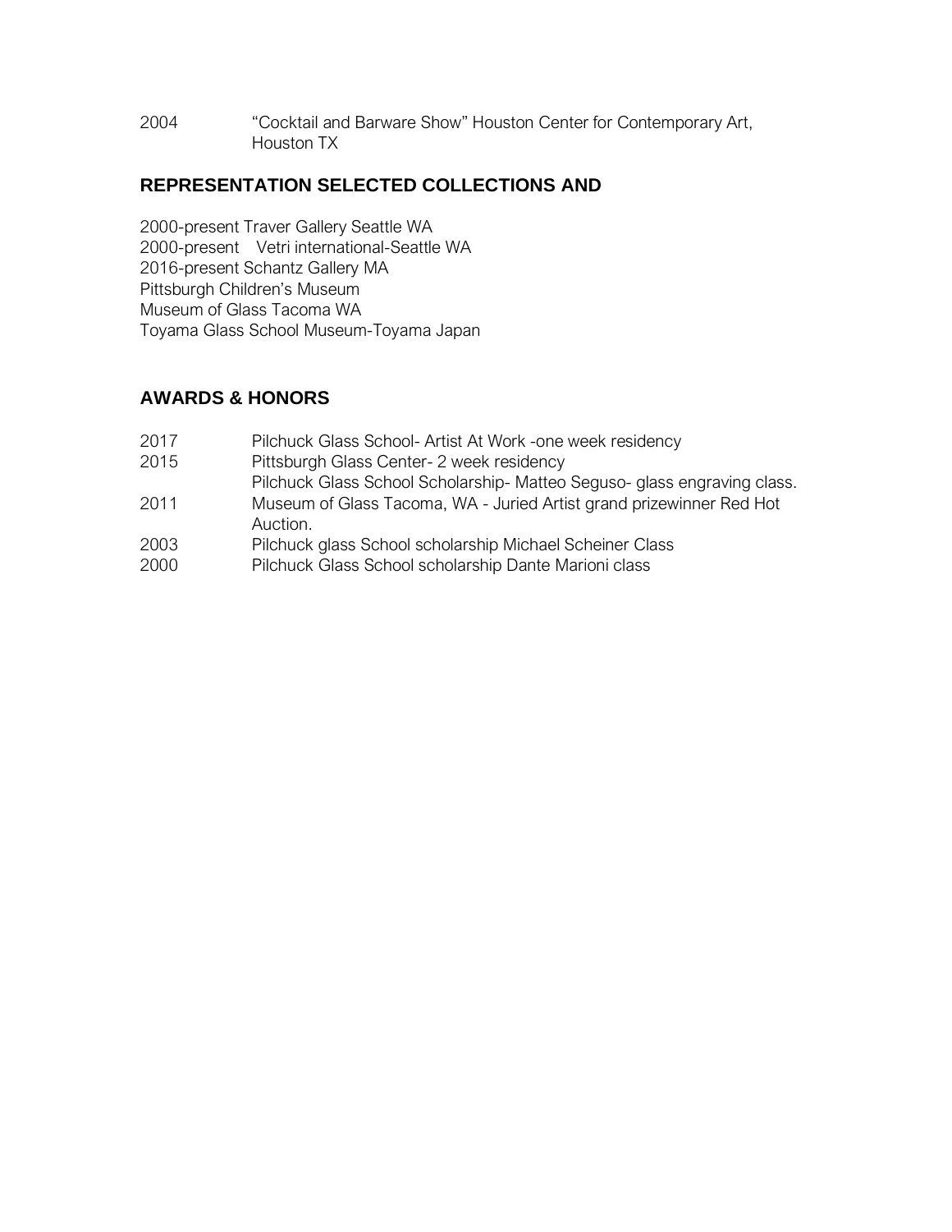2004 "Cocktail and Barware Show" Houston Center for Contemporary Art, Houston TX

## REPRESENTATION SELECTED COLLECTIONS AND

2000-present Traver Gallery Seattle WA
2000-present Vetri international-Seattle WA
2016-present Schantz Gallery MA
Pittsburgh Children's Museum
Museum of Glass Tacoma WA
Toyama Glass School Museum-Toyama Japan

## AWARDS & HONORS

2017 Pilchuck Glass School- Artist At Work -one week residency
2015 Pittsburgh Glass Center- 2 week residency
Pilchuck Glass School Scholarship- Matteo Seguso- glass engraving class.
2011 Museum of Glass Tacoma, WA - Juried Artist grand prizewinner Red Hot Auction.
2003 Pilchuck glass School scholarship Michael Scheiner Class
2000 Pilchuck Glass School scholarship Dante Marioni class